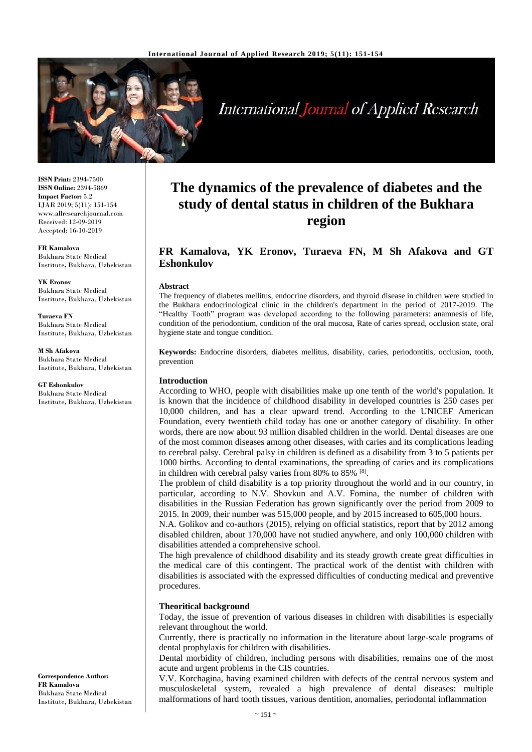**ISSN Print:** 2394-7500
**ISSN Online:** 2394-5869
**Impact Factor:** 5.2
IJAR 2019; 5(11): 151-154
www.allresearchjournal.com
Received: 12-09-2019
Accepted: 16-10-2019

**FR Kamalova**
Bukhara State Medical Institute, Bukhara, Uzbekistan

**YK Eronov**
Bukhara State Medical Institute, Bukhara, Uzbekistan

**Turaeva FN**
Bukhara State Medical Institute, Bukhara, Uzbekistan

**M Sh Afakova**
Bukhara State Medical Institute, Bukhara, Uzbekistan

**GT Eshonkulov**
Bukhara State Medical Institute, Bukhara, Uzbekistan

**Correspondence Author:**
**FR Kamalova**
Bukhara State Medical Institute, Bukhara, Uzbekistan

# The dynamics of the prevalence of diabetes and the study of dental status in children of the Bukhara region

## FR Kamalova, YK Eronov, Turaeva FN, M Sh Afakova and GT Eshonkulov

### Abstract

The frequency of diabetes mellitus, endocrine disorders, and thyroid disease in children were studied in the Bukhara endocrinological clinic in the children's department in the period of 2017-2019. The "Healthy Tooth" program was developed according to the following parameters: anamnesis of life, condition of the periodontium, condition of the oral mucosa, Rate of caries spread, occlusion state, oral hygiene state and tongue condition.

**Keywords:** Endocrine disorders, diabetes mellitus, disability, caries, periodontitis, occlusion, tooth, prevention

### Introduction

According to WHO, people with disabilities make up one tenth of the world's population. It is known that the incidence of childhood disability in developed countries is 250 cases per 10,000 children, and has a clear upward trend. According to the UNICEF American Foundation, every twentieth child today has one or another category of disability. In other words, there are now about 93 million disabled children in the world. Dental diseases are one of the most common diseases among other diseases, with caries and its complications leading to cerebral palsy. Cerebral palsy in children is defined as a disability from 3 to 5 patients per 1000 births. According to dental examinations, the spreading of caries and its complications in children with cerebral palsy varies from 80% to 85% [8].

The problem of child disability is a top priority throughout the world and in our country, in particular, according to N.V. Shovkun and A.V. Fomina, the number of children with disabilities in the Russian Federation has grown significantly over the period from 2009 to 2015. In 2009, their number was 515,000 people, and by 2015 increased to 605,000 hours.

N.A. Golikov and co-authors (2015), relying on official statistics, report that by 2012 among disabled children, about 170,000 have not studied anywhere, and only 100,000 children with disabilities attended a comprehensive school.

The high prevalence of childhood disability and its steady growth create great difficulties in the medical care of this contingent. The practical work of the dentist with children with disabilities is associated with the expressed difficulties of conducting medical and preventive procedures.

### Theoritical background

Today, the issue of prevention of various diseases in children with disabilities is especially relevant throughout the world.

Currently, there is practically no information in the literature about large-scale programs of dental prophylaxis for children with disabilities.

Dental morbidity of children, including persons with disabilities, remains one of the most acute and urgent problems in the CIS countries.

V.V. Korchagina, having examined children with defects of the central nervous system and musculoskeletal system, revealed a high prevalence of dental diseases: multiple malformations of hard tooth tissues, various dentition, anomalies, periodontal inflammation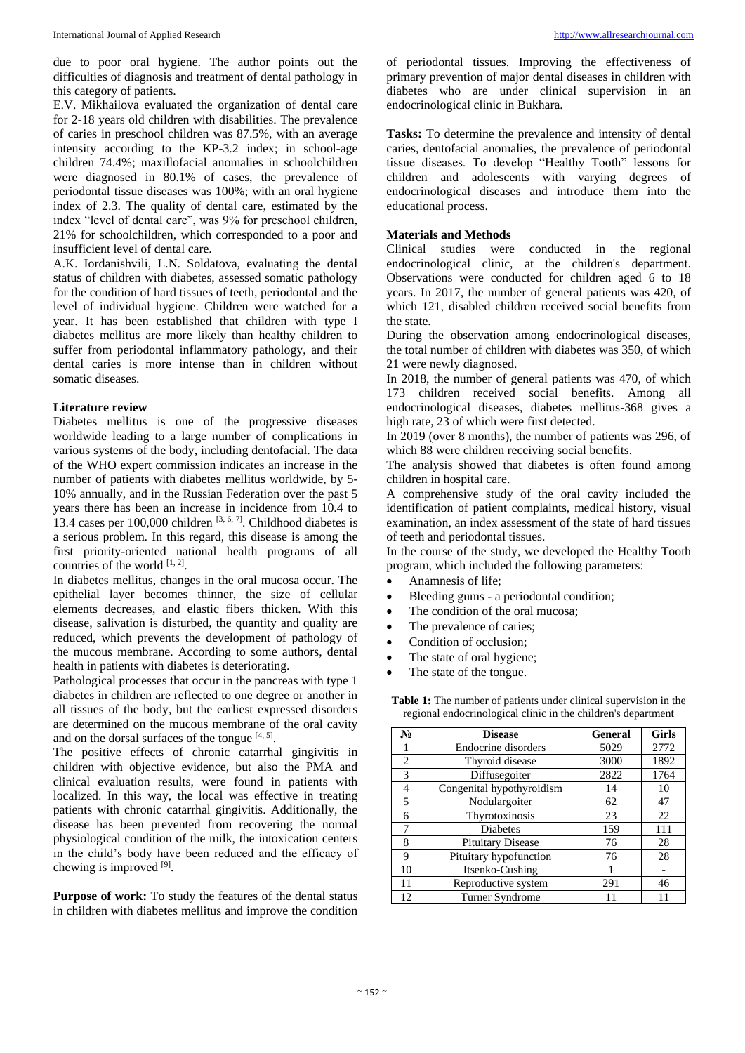due to poor oral hygiene. The author points out the difficulties of diagnosis and treatment of dental pathology in this category of patients.

E.V. Mikhailova evaluated the organization of dental care for 2-18 years old children with disabilities. The prevalence of caries in preschool children was 87.5%, with an average intensity according to the KP-3.2 index; in school-age children 74.4%; maxillofacial anomalies in schoolchildren were diagnosed in 80.1% of cases, the prevalence of periodontal tissue diseases was 100%; with an oral hygiene index of 2.3. The quality of dental care, estimated by the index "level of dental care", was 9% for preschool children, 21% for schoolchildren, which corresponded to a poor and insufficient level of dental care.

A.K. Iordanishvili, L.N. Soldatova, evaluating the dental status of children with diabetes, assessed somatic pathology for the condition of hard tissues of teeth, periodontal and the level of individual hygiene. Children were watched for a year. It has been established that children with type I diabetes mellitus are more likely than healthy children to suffer from periodontal inflammatory pathology, and their dental caries is more intense than in children without somatic diseases.

**Literature review**

Diabetes mellitus is one of the progressive diseases worldwide leading to a large number of complications in various systems of the body, including dentofacial. The data of the WHO expert commission indicates an increase in the number of patients with diabetes mellitus worldwide, by 5-10% annually, and in the Russian Federation over the past 5 years there has been an increase in incidence from 10.4 to 13.4 cases per 100,000 children [3, 6, 7]. Childhood diabetes is a serious problem. In this regard, this disease is among the first priority-oriented national health programs of all countries of the world [1, 2].

In diabetes mellitus, changes in the oral mucosa occur. The epithelial layer becomes thinner, the size of cellular elements decreases, and elastic fibers thicken. With this disease, salivation is disturbed, the quantity and quality are reduced, which prevents the development of pathology of the mucous membrane. According to some authors, dental health in patients with diabetes is deteriorating.

Pathological processes that occur in the pancreas with type 1 diabetes in children are reflected to one degree or another in all tissues of the body, but the earliest expressed disorders are determined on the mucous membrane of the oral cavity and on the dorsal surfaces of the tongue [4, 5].

The positive effects of chronic catarrhal gingivitis in children with objective evidence, but also the PMA and clinical evaluation results, were found in patients with localized. In this way, the local was effective in treating patients with chronic catarrhal gingivitis. Additionally, the disease has been prevented from recovering the normal physiological condition of the milk, the intoxication centers in the child's body have been reduced and the efficacy of chewing is improved [9].

**Purpose of work:** To study the features of the dental status in children with diabetes mellitus and improve the condition of periodontal tissues. Improving the effectiveness of primary prevention of major dental diseases in children with diabetes who are under clinical supervision in an endocrinological clinic in Bukhara.

**Tasks:** To determine the prevalence and intensity of dental caries, dentofacial anomalies, the prevalence of periodontal tissue diseases. To develop "Healthy Tooth" lessons for children and adolescents with varying degrees of endocrinological diseases and introduce them into the educational process.

**Materials and Methods**

Clinical studies were conducted in the regional endocrinological clinic, at the children's department. Observations were conducted for children aged 6 to 18 years. In 2017, the number of general patients was 420, of which 121, disabled children received social benefits from the state.

During the observation among endocrinological diseases, the total number of children with diabetes was 350, of which 21 were newly diagnosed.

In 2018, the number of general patients was 470, of which 173 children received social benefits. Among all endocrinological diseases, diabetes mellitus-368 gives a high rate, 23 of which were first detected.

In 2019 (over 8 months), the number of patients was 296, of which 88 were children receiving social benefits.

The analysis showed that diabetes is often found among children in hospital care.

A comprehensive study of the oral cavity included the identification of patient complaints, medical history, visual examination, an index assessment of the state of hard tissues of teeth and periodontal tissues.

In the course of the study, we developed the Healthy Tooth program, which included the following parameters:

- Anamnesis of life;
- Bleeding gums - a periodontal condition;
- The condition of the oral mucosa;
- The prevalence of caries;
- Condition of occlusion;
- The state of oral hygiene;
- The state of the tongue.

**Table 1:** The number of patients under clinical supervision in the regional endocrinological clinic in the children's department

| № | Disease | General | Girls |
|---|---|---|---|
| 1 | Endocrine disorders | 5029 | 2772 |
| 2 | Thyroid disease | 3000 | 1892 |
| 3 | Diffusegoiter | 2822 | 1764 |
| 4 | Congenital hypothyroidism | 14 | 10 |
| 5 | Nodulargoiter | 62 | 47 |
| 6 | Thyrotoxinosis | 23 | 22 |
| 7 | Diabetes | 159 | 111 |
| 8 | Pituitary Disease | 76 | 28 |
| 9 | Pituitary hypofunction | 76 | 28 |
| 10 | Itsenko-Cushing | 1 | - |
| 11 | Reproductive system | 291 | 46 |
| 12 | Turner Syndrome | 11 | 11 |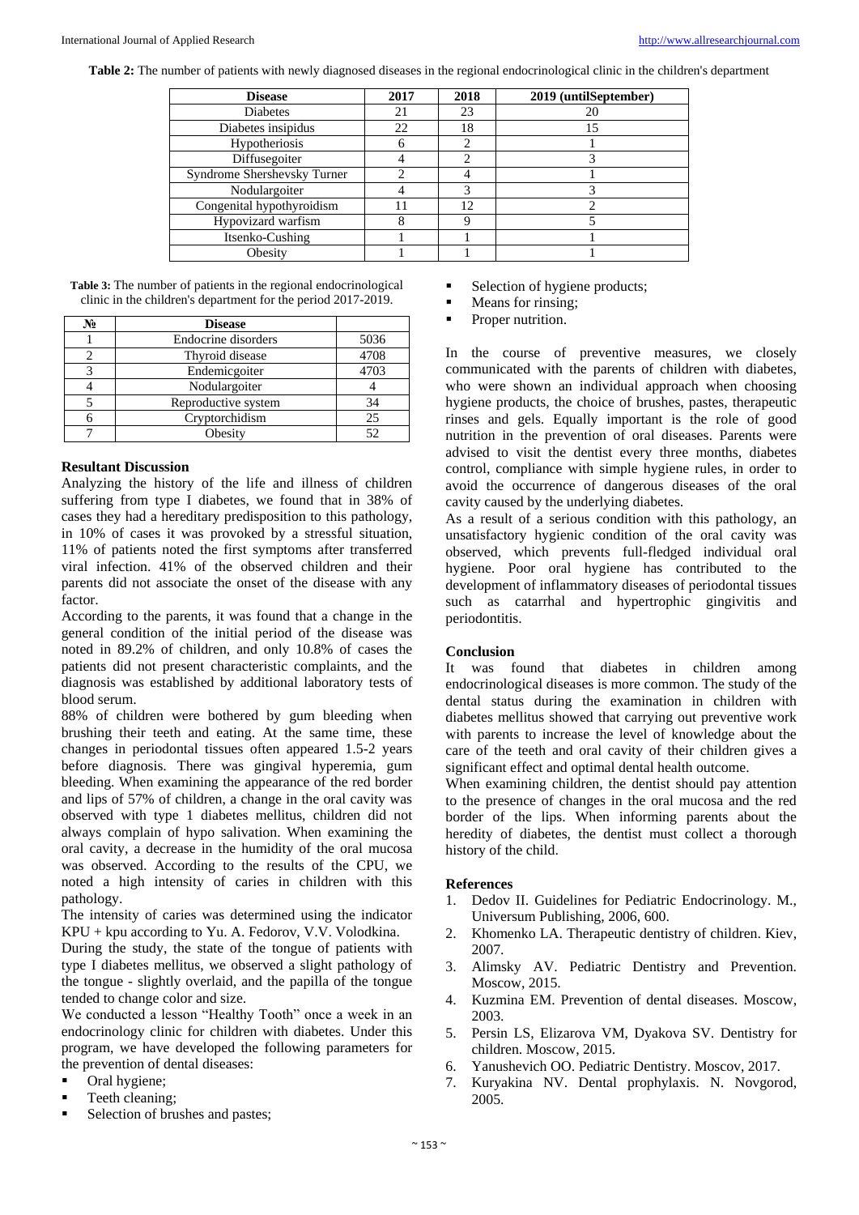**Table 2:** The number of patients with newly diagnosed diseases in the regional endocrinological clinic in the children's department

| Disease | 2017 | 2018 | 2019 (untilSeptember) |
|---|---|---|---|
| Diabetes | 21 | 23 | 20 |
| Diabetes insipidus | 22 | 18 | 15 |
| Hypotheriosis | 6 | 2 | 1 |
| Diffusegoiter | 4 | 2 | 3 |
| Syndrome Shershevsky Turner | 2 | 4 | 1 |
| Nodulargoiter | 4 | 3 | 3 |
| Congenital hypothyroidism | 11 | 12 | 2 |
| Hypovizard warfism | 8 | 9 | 5 |
| Itsenko-Cushing | 1 | 1 | 1 |
| Obesity | 1 | 1 | 1 |

**Table 3:** The number of patients in the regional endocrinological clinic in the children's department for the period 2017-2019.

| № | Disease | |
|---|---|---|
| 1 | Endocrine disorders | 5036 |
| 2 | Thyroid disease | 4708 |
| 3 | Endemicgoiter | 4703 |
| 4 | Nodulargoiter | 4 |
| 5 | Reproductive system | 34 |
| 6 | Cryptorchidism | 25 |
| 7 | Obesity | 52 |

## Resultant Discussion

Analyzing the history of the life and illness of children suffering from type I diabetes, we found that in 38% of cases they had a hereditary predisposition to this pathology, in 10% of cases it was provoked by a stressful situation, 11% of patients noted the first symptoms after transferred viral infection. 41% of the observed children and their parents did not associate the onset of the disease with any factor.

According to the parents, it was found that a change in the general condition of the initial period of the disease was noted in 89.2% of children, and only 10.8% of cases the patients did not present characteristic complaints, and the diagnosis was established by additional laboratory tests of blood serum.

88% of children were bothered by gum bleeding when brushing their teeth and eating. At the same time, these changes in periodontal tissues often appeared 1.5-2 years before diagnosis. There was gingival hyperemia, gum bleeding. When examining the appearance of the red border and lips of 57% of children, a change in the oral cavity was observed with type 1 diabetes mellitus, children did not always complain of hypo salivation. When examining the oral cavity, a decrease in the humidity of the oral mucosa was observed. According to the results of the CPU, we noted a high intensity of caries in children with this pathology.

The intensity of caries was determined using the indicator KPU + kpu according to Yu. A. Fedorov, V.V. Volodkina.

During the study, the state of the tongue of patients with type I diabetes mellitus, we observed a slight pathology of the tongue - slightly overlaid, and the papilla of the tongue tended to change color and size.

We conducted a lesson "Healthy Tooth" once a week in an endocrinology clinic for children with diabetes. Under this program, we have developed the following parameters for the prevention of dental diseases:

- Oral hygiene;
- Teeth cleaning;
- Selection of brushes and pastes;
- Selection of hygiene products;
- Means for rinsing;
- Proper nutrition.

In the course of preventive measures, we closely communicated with the parents of children with diabetes, who were shown an individual approach when choosing hygiene products, the choice of brushes, pastes, therapeutic rinses and gels. Equally important is the role of good nutrition in the prevention of oral diseases. Parents were advised to visit the dentist every three months, diabetes control, compliance with simple hygiene rules, in order to avoid the occurrence of dangerous diseases of the oral cavity caused by the underlying diabetes.

As a result of a serious condition with this pathology, an unsatisfactory hygienic condition of the oral cavity was observed, which prevents full-fledged individual oral hygiene. Poor oral hygiene has contributed to the development of inflammatory diseases of periodontal tissues such as catarrhal and hypertrophic gingivitis and periodontitis.

## Conclusion

It was found that diabetes in children among endocrinological diseases is more common. The study of the dental status during the examination in children with diabetes mellitus showed that carrying out preventive work with parents to increase the level of knowledge about the care of the teeth and oral cavity of their children gives a significant effect and optimal dental health outcome.

When examining children, the dentist should pay attention to the presence of changes in the oral mucosa and the red border of the lips. When informing parents about the heredity of diabetes, the dentist must collect a thorough history of the child.

## References

1. Dedov II. Guidelines for Pediatric Endocrinology. M., Universum Publishing, 2006, 600.
2. Khomenko LA. Therapeutic dentistry of children. Kiev, 2007.
3. Alimsky AV. Pediatric Dentistry and Prevention. Moscow, 2015.
4. Kuzmina EM. Prevention of dental diseases. Moscow, 2003.
5. Persin LS, Elizarova VM, Dyakova SV. Dentistry for children. Moscow, 2015.
6. Yanushevich OO. Pediatric Dentistry. Moscov, 2017.
7. Kuryakina NV. Dental prophylaxis. N. Novgorod, 2005.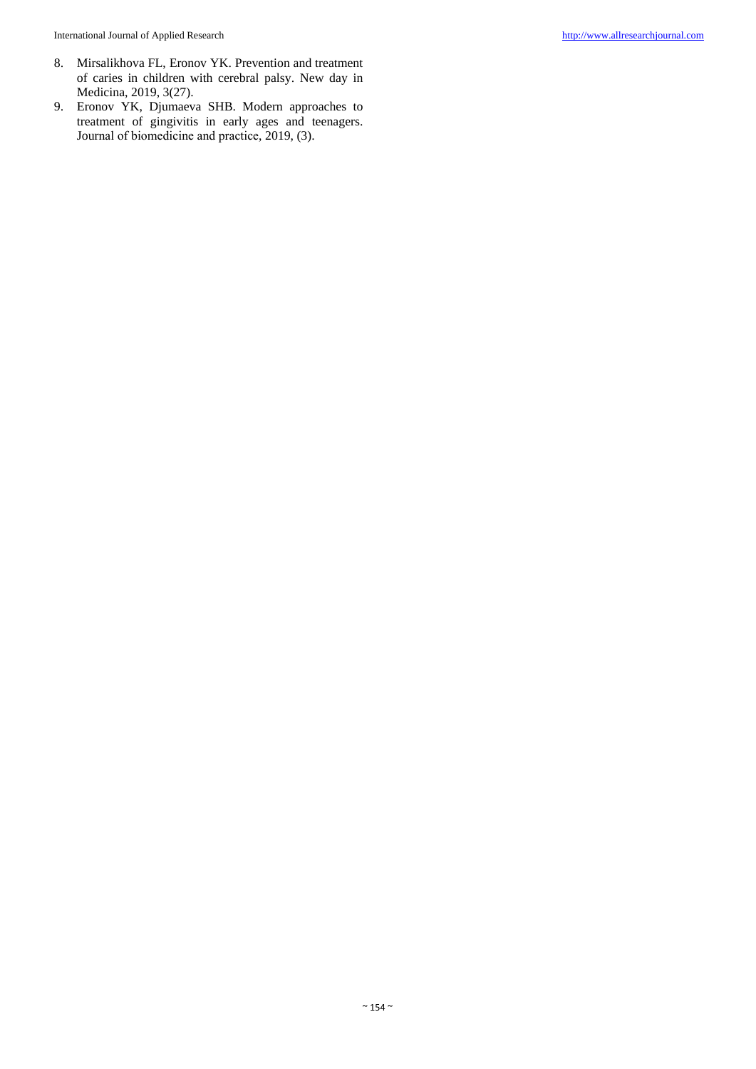8. Mirsalikhova FL, Eronov YK. Prevention and treatment of caries in children with cerebral palsy. New day in Medicina, 2019, 3(27).
9. Eronov YK, Djumaeva SHB. Modern approaches to treatment of gingivitis in early ages and teenagers. Journal of biomedicine and practice, 2019, (3).